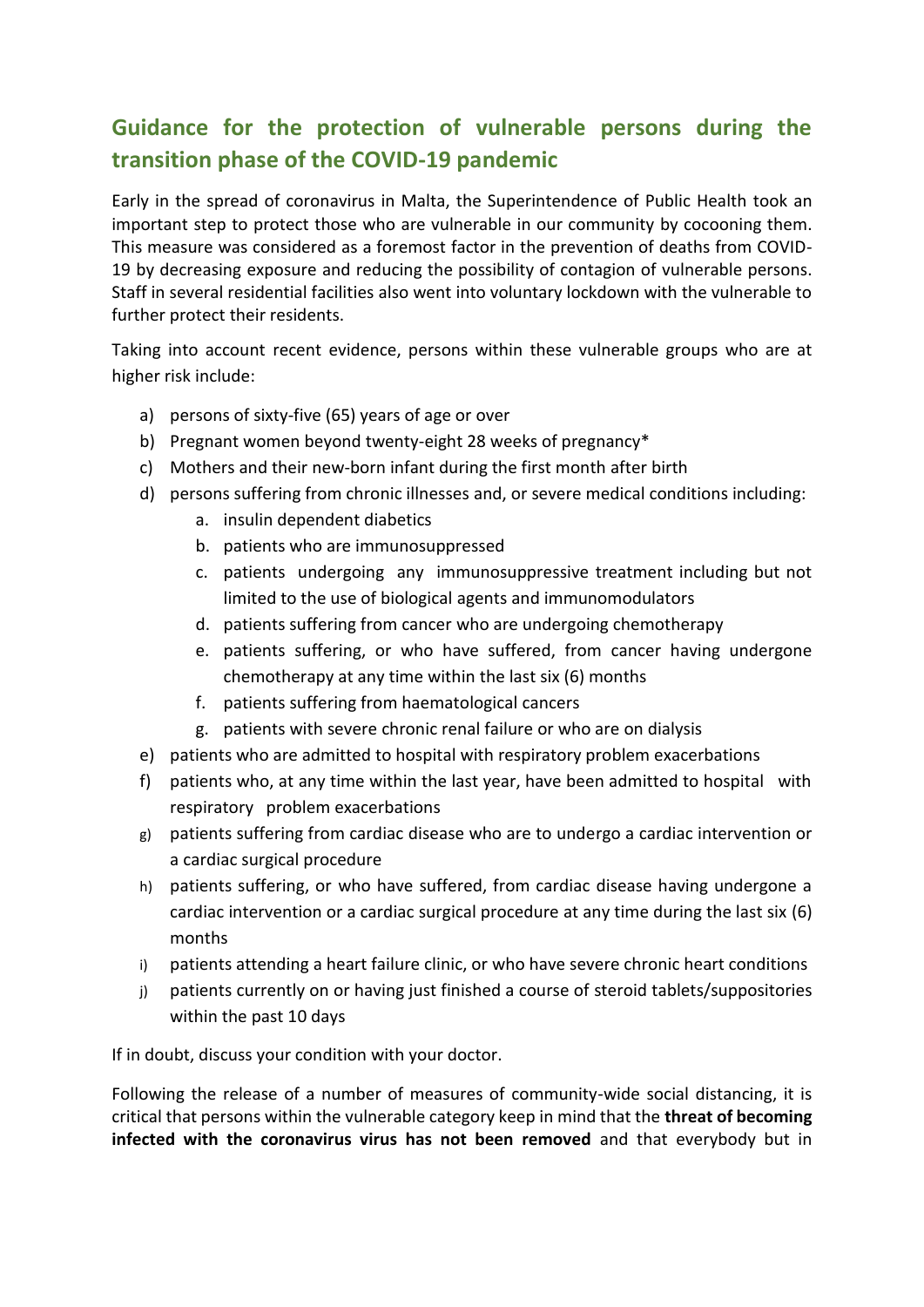## Guidance for the protection of vulnerable persons during the transition phase of the COVID-19 pandemic

Early in the spread of coronavirus in Malta, the Superintendence of Public Health took an important step to protect those who are vulnerable in our community by cocooning them. This measure was considered as a foremost factor in the prevention of deaths from COVID-19 by decreasing exposure and reducing the possibility of contagion of vulnerable persons. Staff in several residential facilities also went into voluntary lockdown with the vulnerable to further protect their residents.

Taking into account recent evidence, persons within these vulnerable groups who are at higher risk include:

a) persons of sixty-five (65) years of age or over
b) Pregnant women beyond twenty-eight 28 weeks of pregnancy*
c) Mothers and their new-born infant during the first month after birth
d) persons suffering from chronic illnesses and, or severe medical conditions including:
   a. insulin dependent diabetics
   b. patients who are immunosuppressed
   c. patients undergoing any immunosuppressive treatment including but not limited to the use of biological agents and immunomodulators
   d. patients suffering from cancer who are undergoing chemotherapy
   e. patients suffering, or who have suffered, from cancer having undergone chemotherapy at any time within the last six (6) months
   f. patients suffering from haematological cancers
   g. patients with severe chronic renal failure or who are on dialysis
e) patients who are admitted to hospital with respiratory problem exacerbations
f) patients who, at any time within the last year, have been admitted to hospital with respiratory problem exacerbations
g) patients suffering from cardiac disease who are to undergo a cardiac intervention or a cardiac surgical procedure
h) patients suffering, or who have suffered, from cardiac disease having undergone a cardiac intervention or a cardiac surgical procedure at any time during the last six (6) months
i) patients attending a heart failure clinic, or who have severe chronic heart conditions
j) patients currently on or having just finished a course of steroid tablets/suppositories within the past 10 days

If in doubt, discuss your condition with your doctor.

Following the release of a number of measures of community-wide social distancing, it is critical that persons within the vulnerable category keep in mind that the **threat of becoming infected with the coronavirus virus has not been removed** and that everybody but in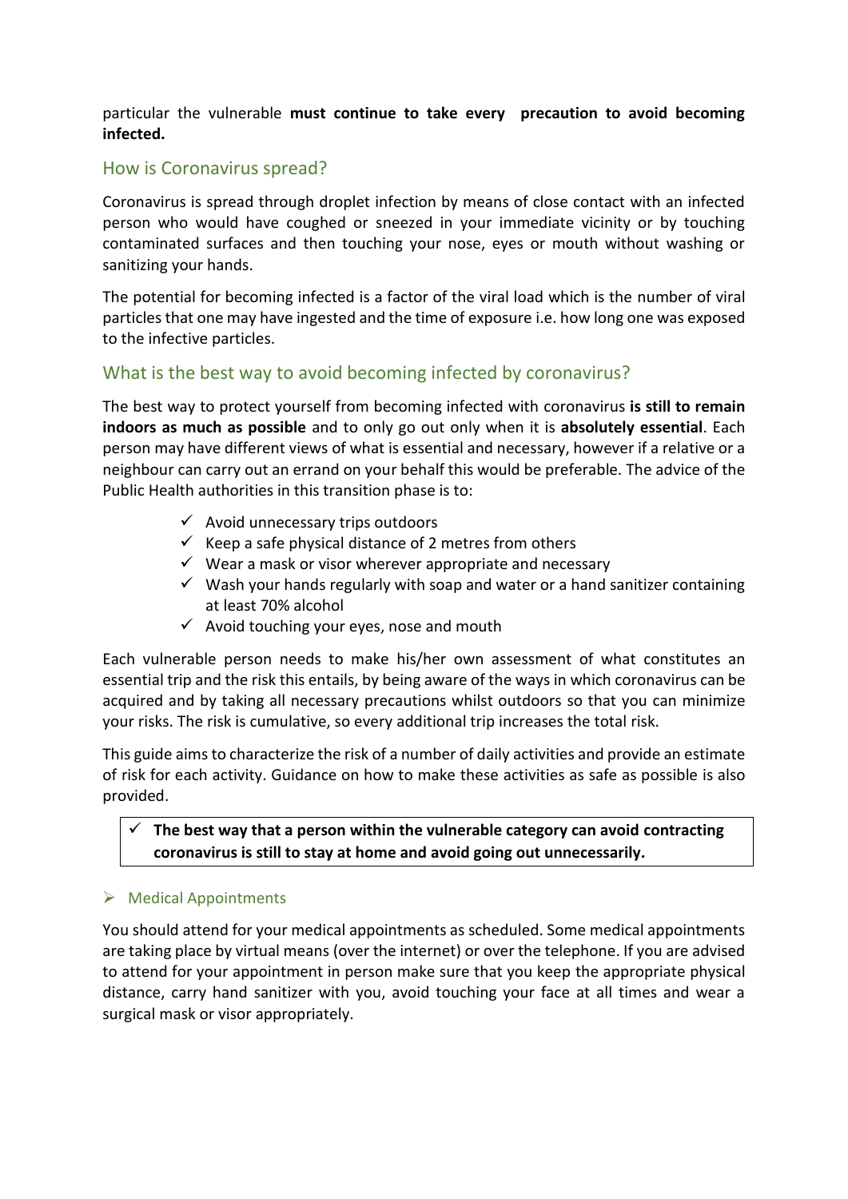particular the vulnerable **must continue to take every precaution to avoid becoming infected.**

## How is Coronavirus spread?

Coronavirus is spread through droplet infection by means of close contact with an infected person who would have coughed or sneezed in your immediate vicinity or by touching contaminated surfaces and then touching your nose, eyes or mouth without washing or sanitizing your hands.

The potential for becoming infected is a factor of the viral load which is the number of viral particles that one may have ingested and the time of exposure i.e. how long one was exposed to the infective particles.

## What is the best way to avoid becoming infected by coronavirus?

The best way to protect yourself from becoming infected with coronavirus **is still to remain indoors as much as possible** and to only go out only when it is **absolutely essential**. Each person may have different views of what is essential and necessary, however if a relative or a neighbour can carry out an errand on your behalf this would be preferable. The advice of the Public Health authorities in this transition phase is to:

- ✓ Avoid unnecessary trips outdoors
- ✓ Keep a safe physical distance of 2 metres from others
- ✓ Wear a mask or visor wherever appropriate and necessary
- ✓ Wash your hands regularly with soap and water or a hand sanitizer containing at least 70% alcohol
- ✓ Avoid touching your eyes, nose and mouth

Each vulnerable person needs to make his/her own assessment of what constitutes an essential trip and the risk this entails, by being aware of the ways in which coronavirus can be acquired and by taking all necessary precautions whilst outdoors so that you can minimize your risks. The risk is cumulative, so every additional trip increases the total risk.

This guide aims to characterize the risk of a number of daily activities and provide an estimate of risk for each activity. Guidance on how to make these activities as safe as possible is also provided.

> ✓ **The best way that a person within the vulnerable category can avoid contracting coronavirus is still to stay at home and avoid going out unnecessarily.**

### ➢ Medical Appointments

You should attend for your medical appointments as scheduled. Some medical appointments are taking place by virtual means (over the internet) or over the telephone. If you are advised to attend for your appointment in person make sure that you keep the appropriate physical distance, carry hand sanitizer with you, avoid touching your face at all times and wear a surgical mask or visor appropriately.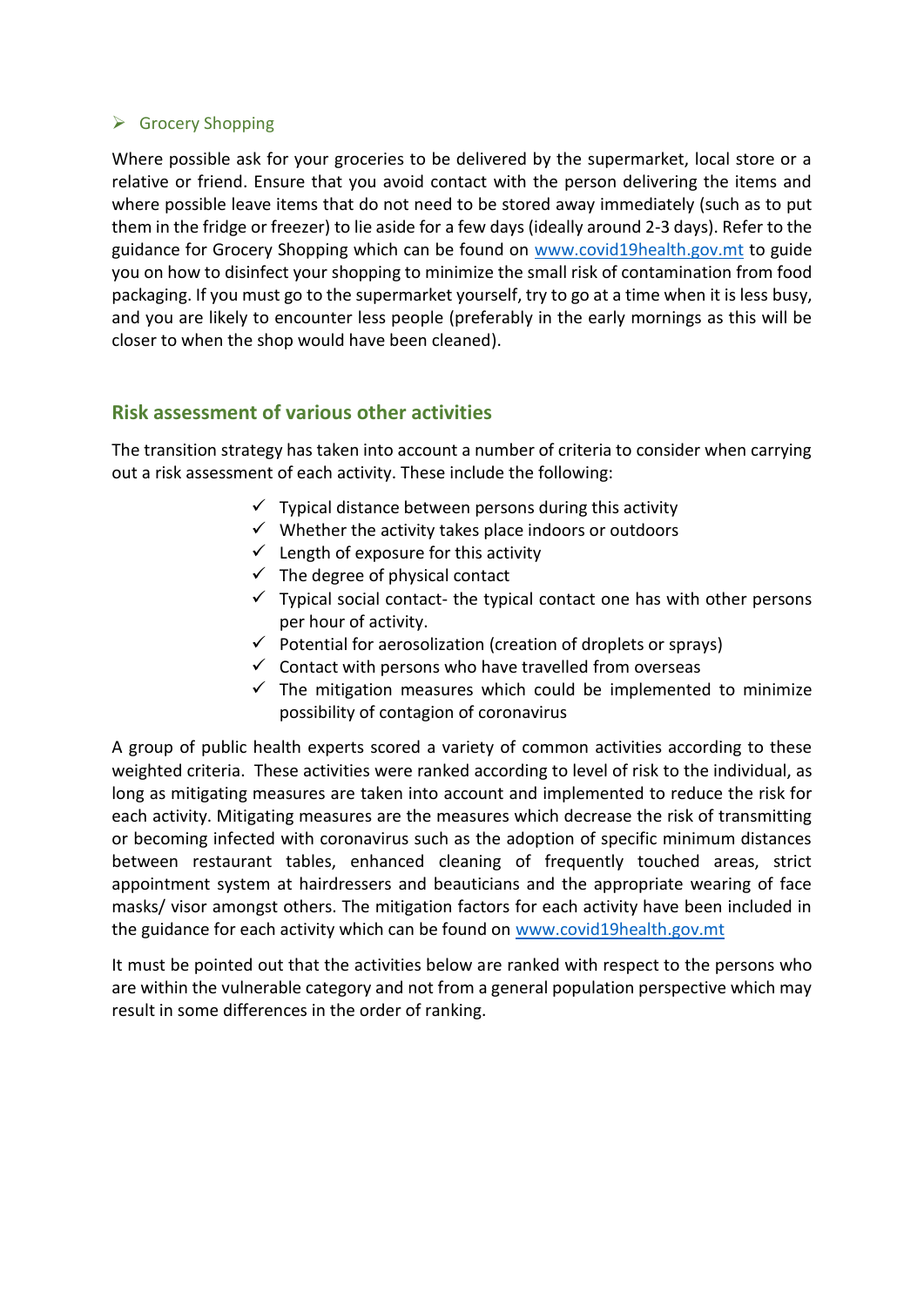- Grocery Shopping

Where possible ask for your groceries to be delivered by the supermarket, local store or a relative or friend. Ensure that you avoid contact with the person delivering the items and where possible leave items that do not need to be stored away immediately (such as to put them in the fridge or freezer) to lie aside for a few days (ideally around 2-3 days). Refer to the guidance for Grocery Shopping which can be found on [www.covid19health.gov.mt](http://www.covid19health.gov.mt) to guide you on how to disinfect your shopping to minimize the small risk of contamination from food packaging. If you must go to the supermarket yourself, try to go at a time when it is less busy, and you are likely to encounter less people (preferably in the early mornings as this will be closer to when the shop would have been cleaned).

## Risk assessment of various other activities

The transition strategy has taken into account a number of criteria to consider when carrying out a risk assessment of each activity. These include the following:

- ✓ Typical distance between persons during this activity
- ✓ Whether the activity takes place indoors or outdoors
- ✓ Length of exposure for this activity
- ✓ The degree of physical contact
- ✓ Typical social contact- the typical contact one has with other persons per hour of activity.
- ✓ Potential for aerosolization (creation of droplets or sprays)
- ✓ Contact with persons who have travelled from overseas
- ✓ The mitigation measures which could be implemented to minimize possibility of contagion of coronavirus

A group of public health experts scored a variety of common activities according to these weighted criteria. These activities were ranked according to level of risk to the individual, as long as mitigating measures are taken into account and implemented to reduce the risk for each activity. Mitigating measures are the measures which decrease the risk of transmitting or becoming infected with coronavirus such as the adoption of specific minimum distances between restaurant tables, enhanced cleaning of frequently touched areas, strict appointment system at hairdressers and beauticians and the appropriate wearing of face masks/ visor amongst others. The mitigation factors for each activity have been included in the guidance for each activity which can be found on [www.covid19health.gov.mt](http://www.covid19health.gov.mt)

It must be pointed out that the activities below are ranked with respect to the persons who are within the vulnerable category and not from a general population perspective which may result in some differences in the order of ranking.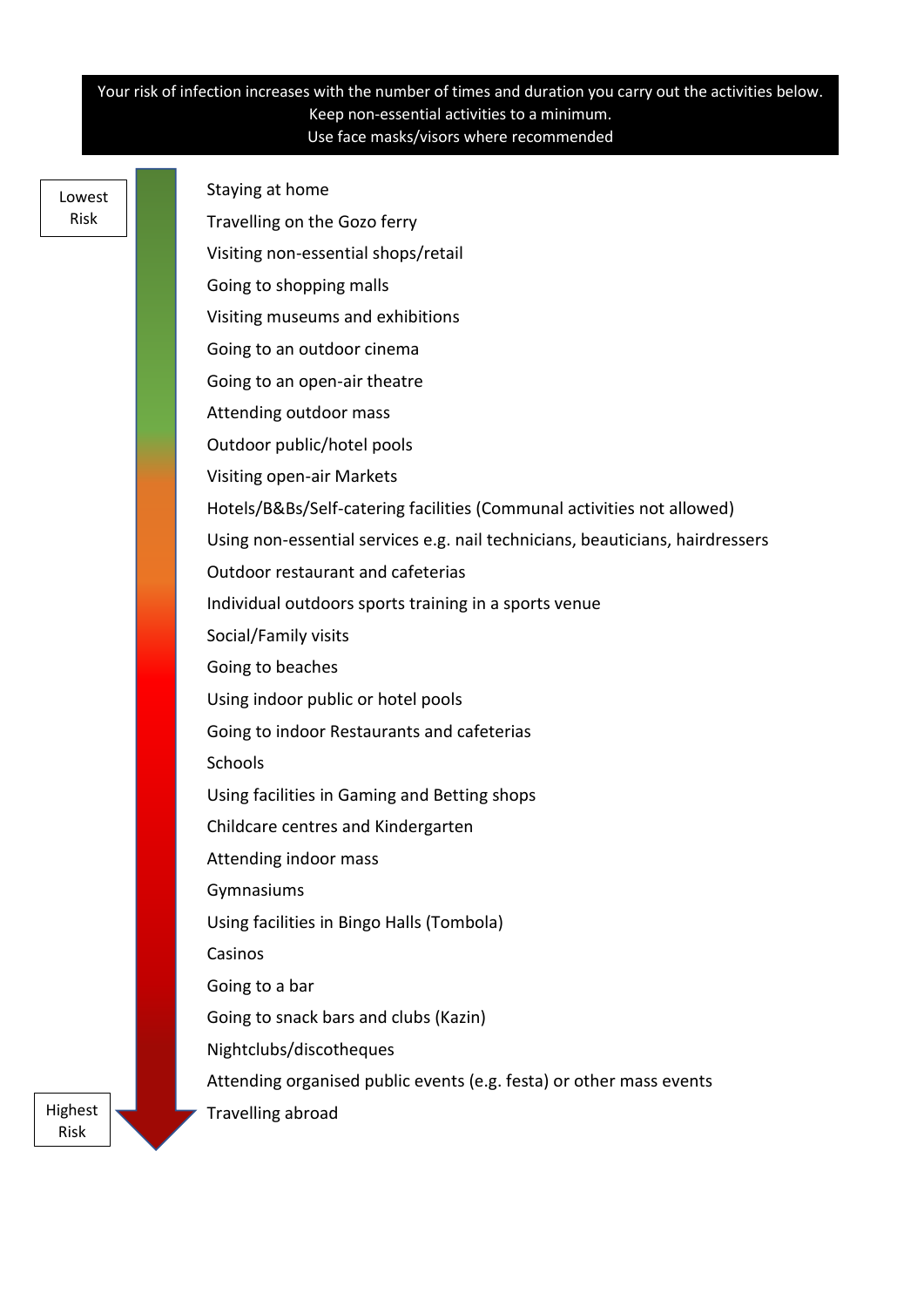**Your risk of infection increases with the number of times and duration you carry out the activities below.**
**Keep non-essential activities to a minimum.**
**Use face masks/visors where recommended**

Lowest Risk

- Staying at home
- Travelling on the Gozo ferry
- Visiting non-essential shops/retail
- Going to shopping malls
- Visiting museums and exhibitions
- Going to an outdoor cinema
- Going to an open-air theatre
- Attending outdoor mass
- Outdoor public/hotel pools
- Visiting open-air Markets
- Hotels/B&Bs/Self-catering facilities (Communal activities not allowed)
- Using non-essential services e.g. nail technicians, beauticians, hairdressers
- Outdoor restaurant and cafeterias
- Individual outdoors sports training in a sports venue
- Social/Family visits
- Going to beaches
- Using indoor public or hotel pools
- Going to indoor Restaurants and cafeterias
- Schools
- Using facilities in Gaming and Betting shops
- Childcare centres and Kindergarten
- Attending indoor mass
- Gymnasiums
- Using facilities in Bingo Halls (Tombola)
- Casinos
- Going to a bar
- Going to snack bars and clubs (Kazin)
- Nightclubs/discotheques
- Attending organised public events (e.g. festa) or other mass events
- Travelling abroad

Highest Risk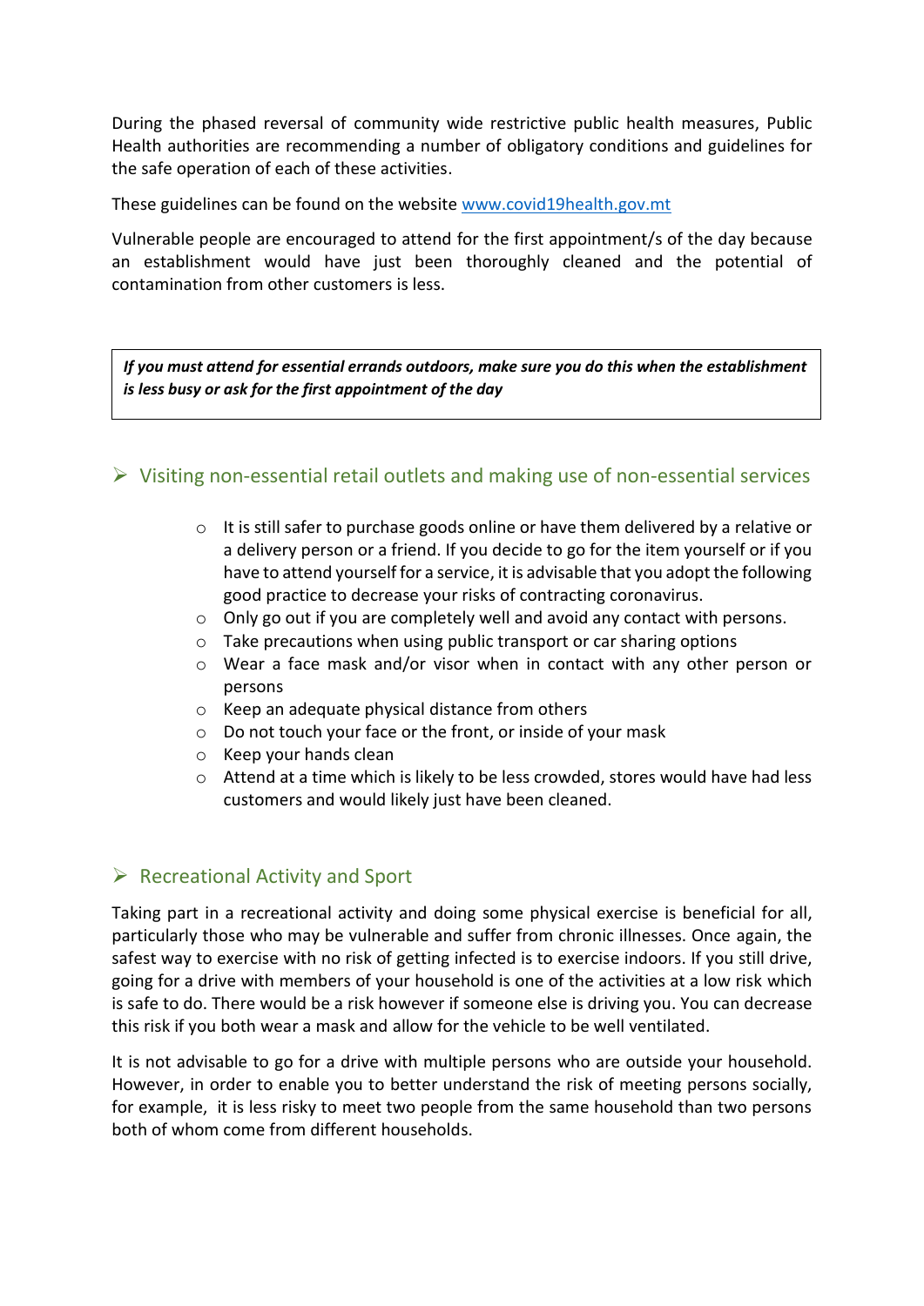During the phased reversal of community wide restrictive public health measures, Public Health authorities are recommending a number of obligatory conditions and guidelines for the safe operation of each of these activities.

These guidelines can be found on the website [www.covid19health.gov.mt](http://www.covid19health.gov.mt)

Vulnerable people are encouraged to attend for the first appointment/s of the day because an establishment would have just been thoroughly cleaned and the potential of contamination from other customers is less.

> ***If you must attend for essential errands outdoors, make sure you do this when the establishment is less busy or ask for the first appointment of the day***

## Visiting non-essential retail outlets and making use of non-essential services

- It is still safer to purchase goods online or have them delivered by a relative or a delivery person or a friend. If you decide to go for the item yourself or if you have to attend yourself for a service, it is advisable that you adopt the following good practice to decrease your risks of contracting coronavirus.
- Only go out if you are completely well and avoid any contact with persons.
- Take precautions when using public transport or car sharing options
- Wear a face mask and/or visor when in contact with any other person or persons
- Keep an adequate physical distance from others
- Do not touch your face or the front, or inside of your mask
- Keep your hands clean
- Attend at a time which is likely to be less crowded, stores would have had less customers and would likely just have been cleaned.

## Recreational Activity and Sport

Taking part in a recreational activity and doing some physical exercise is beneficial for all, particularly those who may be vulnerable and suffer from chronic illnesses. Once again, the safest way to exercise with no risk of getting infected is to exercise indoors. If you still drive, going for a drive with members of your household is one of the activities at a low risk which is safe to do. There would be a risk however if someone else is driving you. You can decrease this risk if you both wear a mask and allow for the vehicle to be well ventilated.

It is not advisable to go for a drive with multiple persons who are outside your household. However, in order to enable you to better understand the risk of meeting persons socially, for example, it is less risky to meet two people from the same household than two persons both of whom come from different households.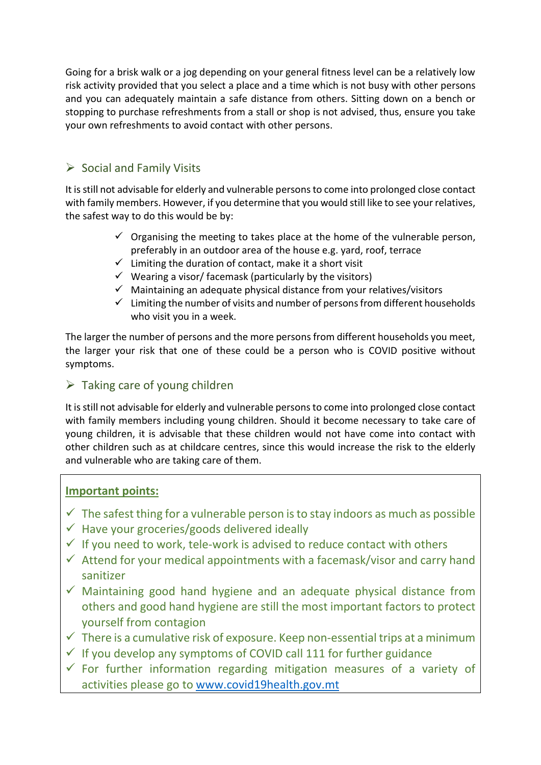Going for a brisk walk or a jog depending on your general fitness level can be a relatively low risk activity provided that you select a place and a time which is not busy with other persons and you can adequately maintain a safe distance from others. Sitting down on a bench or stopping to purchase refreshments from a stall or shop is not advised, thus, ensure you take your own refreshments to avoid contact with other persons.

## Social and Family Visits

It is still not advisable for elderly and vulnerable persons to come into prolonged close contact with family members. However, if you determine that you would still like to see your relatives, the safest way to do this would be by:

- ✓ Organising the meeting to takes place at the home of the vulnerable person, preferably in an outdoor area of the house e.g. yard, roof, terrace
- ✓ Limiting the duration of contact, make it a short visit
- ✓ Wearing a visor/ facemask (particularly by the visitors)
- ✓ Maintaining an adequate physical distance from your relatives/visitors
- ✓ Limiting the number of visits and number of persons from different households who visit you in a week.

The larger the number of persons and the more persons from different households you meet, the larger your risk that one of these could be a person who is COVID positive without symptoms.

## Taking care of young children

It is still not advisable for elderly and vulnerable persons to come into prolonged close contact with family members including young children. Should it become necessary to take care of young children, it is advisable that these children would not have come into contact with other children such as at childcare centres, since this would increase the risk to the elderly and vulnerable who are taking care of them.

**Important points:**

- ✓ The safest thing for a vulnerable person is to stay indoors as much as possible
- ✓ Have your groceries/goods delivered ideally
- ✓ If you need to work, tele-work is advised to reduce contact with others
- ✓ Attend for your medical appointments with a facemask/visor and carry hand sanitizer
- ✓ Maintaining good hand hygiene and an adequate physical distance from others and good hand hygiene are still the most important factors to protect yourself from contagion
- ✓ There is a cumulative risk of exposure. Keep non-essential trips at a minimum
- ✓ If you develop any symptoms of COVID call 111 for further guidance
- ✓ For further information regarding mitigation measures of a variety of activities please go to www.covid19health.gov.mt